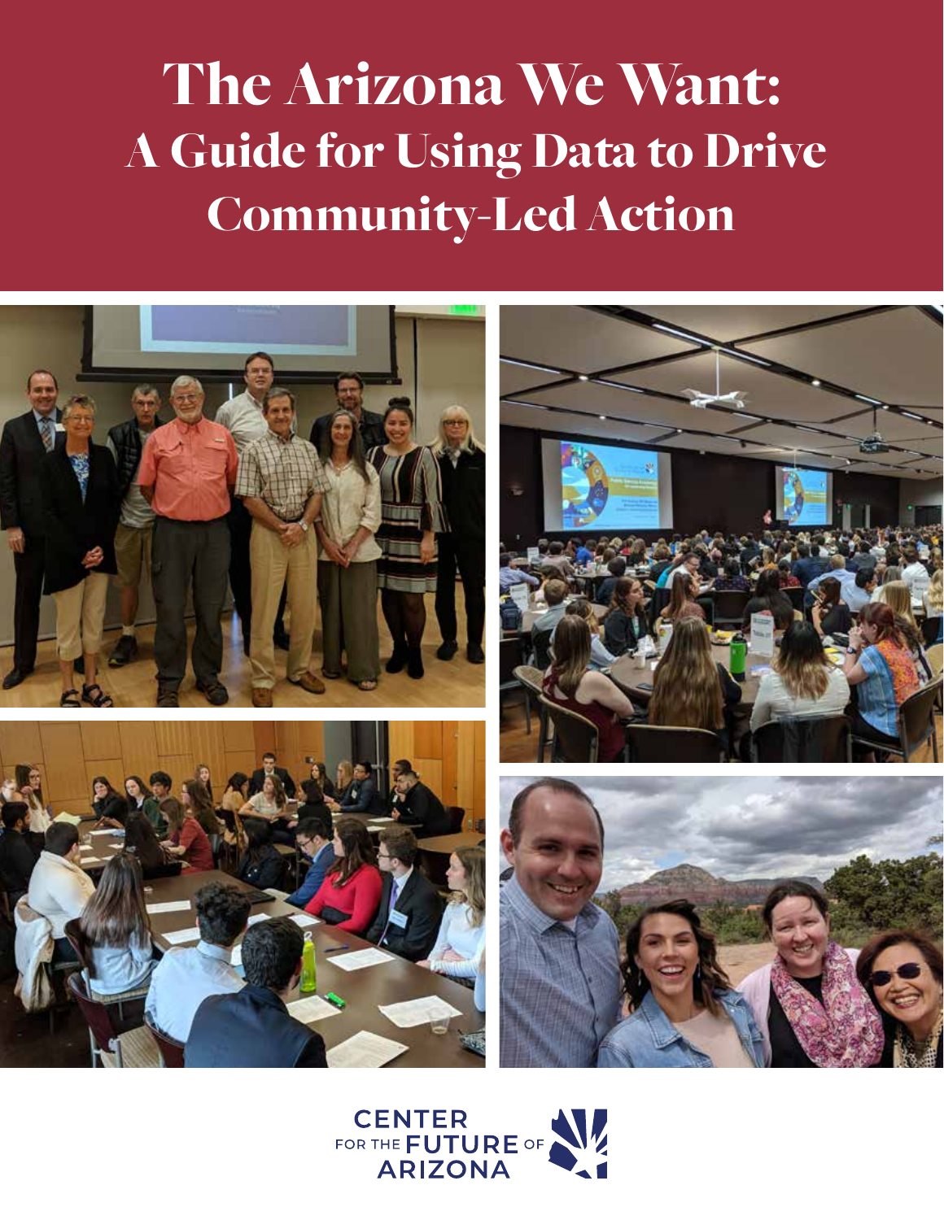# The Arizona We Want:
## A Guide for Using Data to Drive Community-Led Action

CENTER FOR THE FUTURE OF ARIZONA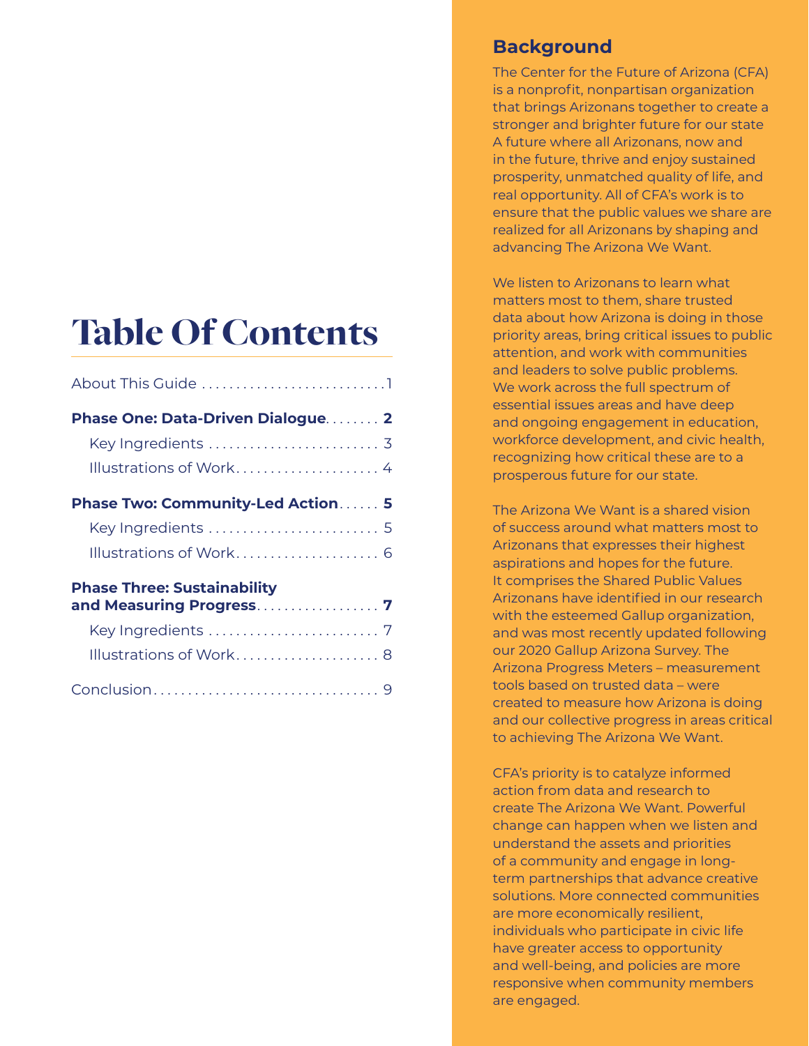# Table Of Contents

About This Guide ........................... 1

**Phase One: Data-Driven Dialogue** ........ **2**

- Key Ingredients ......................... 3
- Illustrations of Work..................... 4

**Phase Two: Community-Led Action** ...... **5**

- Key Ingredients ......................... 5
- Illustrations of Work..................... 6

**Phase Three: Sustainability and Measuring Progress** .................. **7**

- Key Ingredients ......................... 7
- Illustrations of Work..................... 8

Conclusion................................. 9

## Background

The Center for the Future of Arizona (CFA) is a nonprofit, nonpartisan organization that brings Arizonans together to create a stronger and brighter future for our state A future where all Arizonans, now and in the future, thrive and enjoy sustained prosperity, unmatched quality of life, and real opportunity. All of CFA's work is to ensure that the public values we share are realized for all Arizonans by shaping and advancing The Arizona We Want.

We listen to Arizonans to learn what matters most to them, share trusted data about how Arizona is doing in those priority areas, bring critical issues to public attention, and work with communities and leaders to solve public problems. We work across the full spectrum of essential issues areas and have deep and ongoing engagement in education, workforce development, and civic health, recognizing how critical these are to a prosperous future for our state.

The Arizona We Want is a shared vision of success around what matters most to Arizonans that expresses their highest aspirations and hopes for the future. It comprises the Shared Public Values Arizonans have identified in our research with the esteemed Gallup organization, and was most recently updated following our 2020 Gallup Arizona Survey. The Arizona Progress Meters – measurement tools based on trusted data – were created to measure how Arizona is doing and our collective progress in areas critical to achieving The Arizona We Want.

CFA's priority is to catalyze informed action from data and research to create The Arizona We Want. Powerful change can happen when we listen and understand the assets and priorities of a community and engage in long-term partnerships that advance creative solutions. More connected communities are more economically resilient, individuals who participate in civic life have greater access to opportunity and well-being, and policies are more responsive when community members are engaged.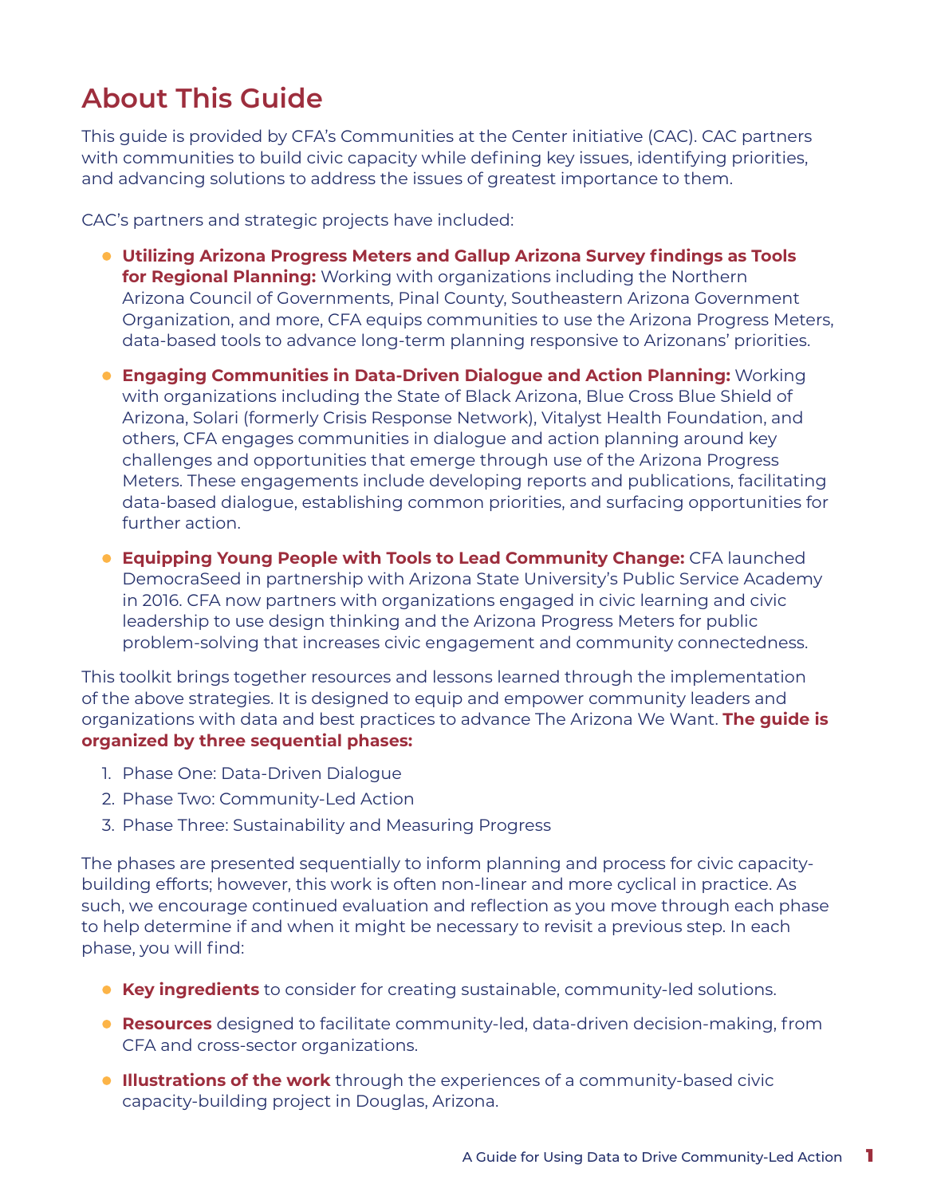# About This Guide

This guide is provided by CFA's Communities at the Center initiative (CAC). CAC partners with communities to build civic capacity while defining key issues, identifying priorities, and advancing solutions to address the issues of greatest importance to them.

CAC's partners and strategic projects have included:

- **Utilizing Arizona Progress Meters and Gallup Arizona Survey findings as Tools for Regional Planning:** Working with organizations including the Northern Arizona Council of Governments, Pinal County, Southeastern Arizona Government Organization, and more, CFA equips communities to use the Arizona Progress Meters, data-based tools to advance long-term planning responsive to Arizonans' priorities.
- **Engaging Communities in Data-Driven Dialogue and Action Planning:** Working with organizations including the State of Black Arizona, Blue Cross Blue Shield of Arizona, Solari (formerly Crisis Response Network), Vitalyst Health Foundation, and others, CFA engages communities in dialogue and action planning around key challenges and opportunities that emerge through use of the Arizona Progress Meters. These engagements include developing reports and publications, facilitating data-based dialogue, establishing common priorities, and surfacing opportunities for further action.
- **Equipping Young People with Tools to Lead Community Change:** CFA launched DemocraSeed in partnership with Arizona State University's Public Service Academy in 2016. CFA now partners with organizations engaged in civic learning and civic leadership to use design thinking and the Arizona Progress Meters for public problem-solving that increases civic engagement and community connectedness.

This toolkit brings together resources and lessons learned through the implementation of the above strategies. It is designed to equip and empower community leaders and organizations with data and best practices to advance The Arizona We Want. **The guide is organized by three sequential phases:**

1. Phase One: Data-Driven Dialogue
2. Phase Two: Community-Led Action
3. Phase Three: Sustainability and Measuring Progress

The phases are presented sequentially to inform planning and process for civic capacity-building efforts; however, this work is often non-linear and more cyclical in practice. As such, we encourage continued evaluation and reflection as you move through each phase to help determine if and when it might be necessary to revisit a previous step. In each phase, you will find:

- **Key ingredients** to consider for creating sustainable, community-led solutions.
- **Resources** designed to facilitate community-led, data-driven decision-making, from CFA and cross-sector organizations.
- **Illustrations of the work** through the experiences of a community-based civic capacity-building project in Douglas, Arizona.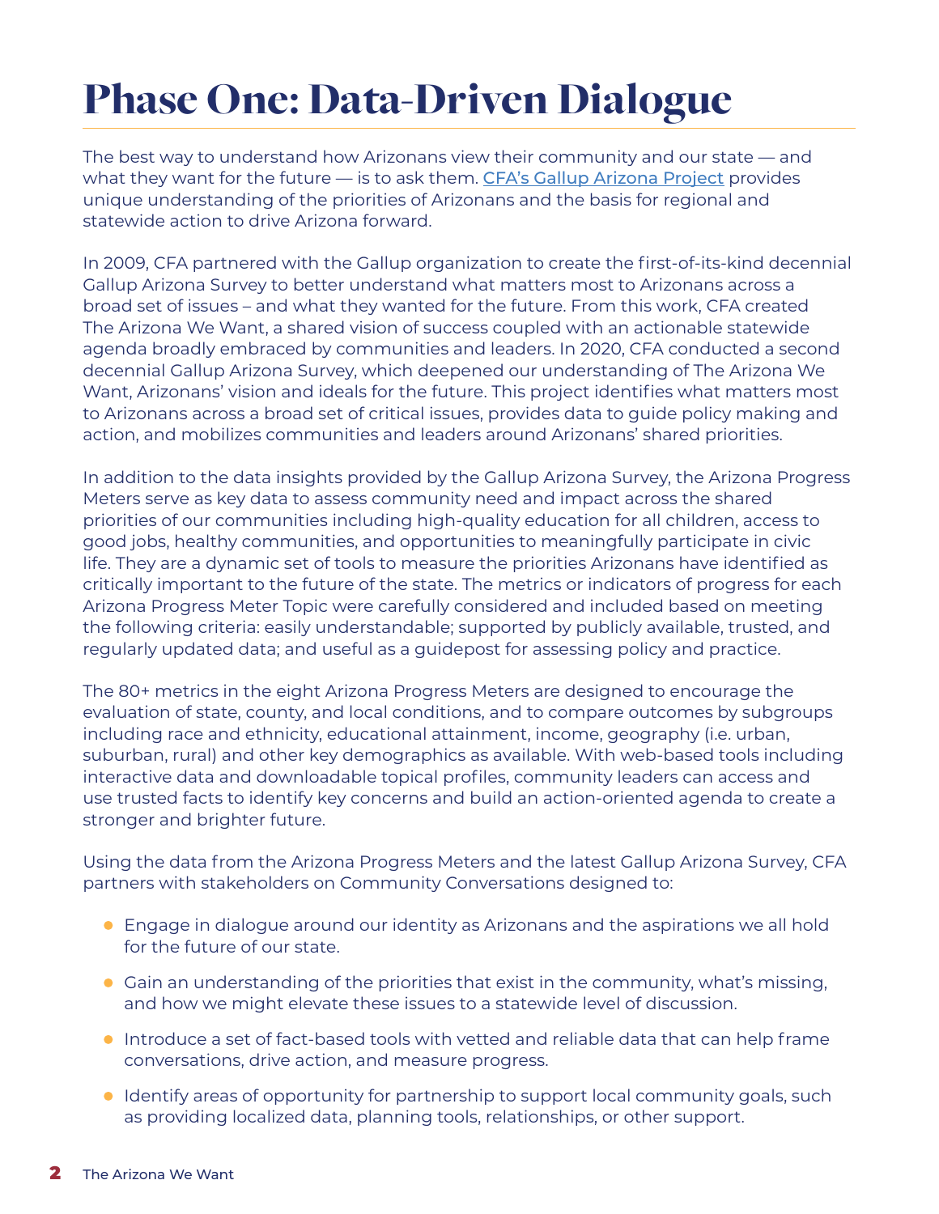# Phase One: Data-Driven Dialogue

The best way to understand how Arizonans view their community and our state — and what they want for the future — is to ask them. [CFA's Gallup Arizona Project] provides unique understanding of the priorities of Arizonans and the basis for regional and statewide action to drive Arizona forward.

In 2009, CFA partnered with the Gallup organization to create the first-of-its-kind decennial Gallup Arizona Survey to better understand what matters most to Arizonans across a broad set of issues – and what they wanted for the future. From this work, CFA created The Arizona We Want, a shared vision of success coupled with an actionable statewide agenda broadly embraced by communities and leaders. In 2020, CFA conducted a second decennial Gallup Arizona Survey, which deepened our understanding of The Arizona We Want, Arizonans' vision and ideals for the future. This project identifies what matters most to Arizonans across a broad set of critical issues, provides data to guide policy making and action, and mobilizes communities and leaders around Arizonans' shared priorities.

In addition to the data insights provided by the Gallup Arizona Survey, the Arizona Progress Meters serve as key data to assess community need and impact across the shared priorities of our communities including high-quality education for all children, access to good jobs, healthy communities, and opportunities to meaningfully participate in civic life. They are a dynamic set of tools to measure the priorities Arizonans have identified as critically important to the future of the state. The metrics or indicators of progress for each Arizona Progress Meter Topic were carefully considered and included based on meeting the following criteria: easily understandable; supported by publicly available, trusted, and regularly updated data; and useful as a guidepost for assessing policy and practice.

The 80+ metrics in the eight Arizona Progress Meters are designed to encourage the evaluation of state, county, and local conditions, and to compare outcomes by subgroups including race and ethnicity, educational attainment, income, geography (i.e. urban, suburban, rural) and other key demographics as available. With web-based tools including interactive data and downloadable topical profiles, community leaders can access and use trusted facts to identify key concerns and build an action-oriented agenda to create a stronger and brighter future.

Using the data from the Arizona Progress Meters and the latest Gallup Arizona Survey, CFA partners with stakeholders on Community Conversations designed to:

- Engage in dialogue around our identity as Arizonans and the aspirations we all hold for the future of our state.
- Gain an understanding of the priorities that exist in the community, what's missing, and how we might elevate these issues to a statewide level of discussion.
- Introduce a set of fact-based tools with vetted and reliable data that can help frame conversations, drive action, and measure progress.
- Identify areas of opportunity for partnership to support local community goals, such as providing localized data, planning tools, relationships, or other support.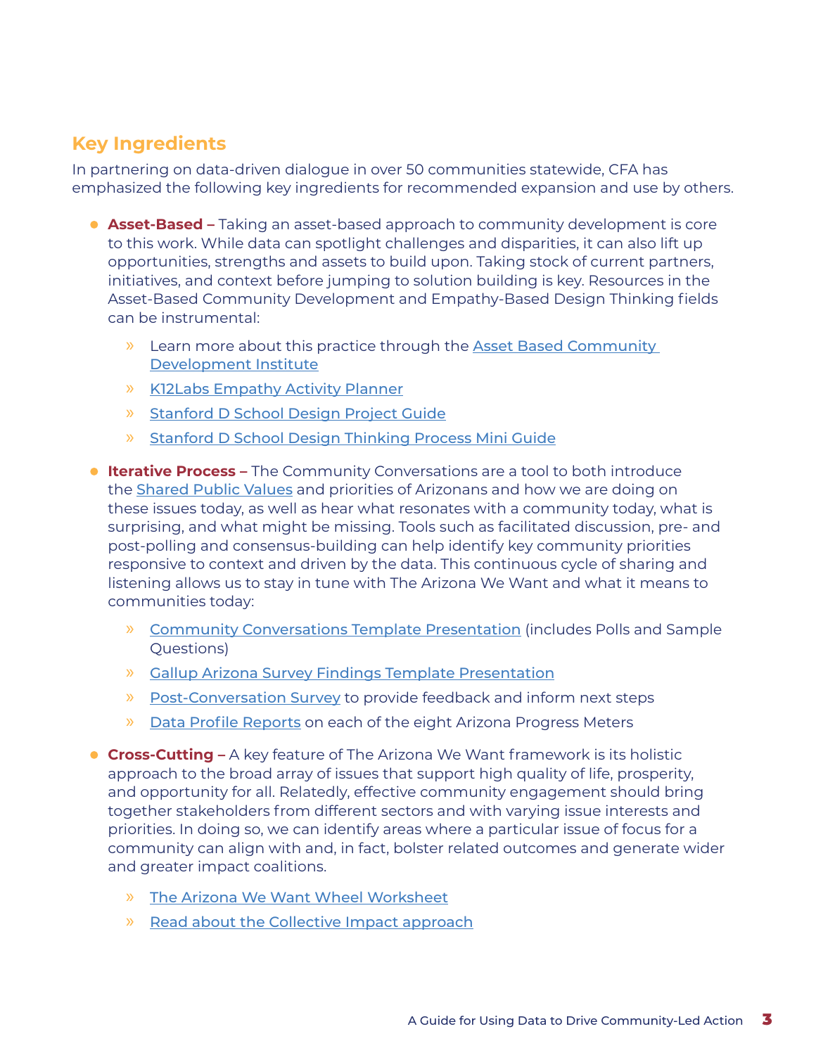## Key Ingredients

In partnering on data-driven dialogue in over 50 communities statewide, CFA has emphasized the following key ingredients for recommended expansion and use by others.

- **Asset-Based –** Taking an asset-based approach to community development is core to this work. While data can spotlight challenges and disparities, it can also lift up opportunities, strengths and assets to build upon. Taking stock of current partners, initiatives, and context before jumping to solution building is key. Resources in the Asset-Based Community Development and Empathy-Based Design Thinking fields can be instrumental:
  - Learn more about this practice through the Asset Based Community Development Institute
  - K12Labs Empathy Activity Planner
  - Stanford D School Design Project Guide
  - Stanford D School Design Thinking Process Mini Guide

- **Iterative Process –** The Community Conversations are a tool to both introduce the Shared Public Values and priorities of Arizonans and how we are doing on these issues today, as well as hear what resonates with a community today, what is surprising, and what might be missing. Tools such as facilitated discussion, pre- and post-polling and consensus-building can help identify key community priorities responsive to context and driven by the data. This continuous cycle of sharing and listening allows us to stay in tune with The Arizona We Want and what it means to communities today:
  - Community Conversations Template Presentation (includes Polls and Sample Questions)
  - Gallup Arizona Survey Findings Template Presentation
  - Post-Conversation Survey to provide feedback and inform next steps
  - Data Profile Reports on each of the eight Arizona Progress Meters

- **Cross-Cutting –** A key feature of The Arizona We Want framework is its holistic approach to the broad array of issues that support high quality of life, prosperity, and opportunity for all. Relatedly, effective community engagement should bring together stakeholders from different sectors and with varying issue interests and priorities. In doing so, we can identify areas where a particular issue of focus for a community can align with and, in fact, bolster related outcomes and generate wider and greater impact coalitions.
  - The Arizona We Want Wheel Worksheet
  - Read about the Collective Impact approach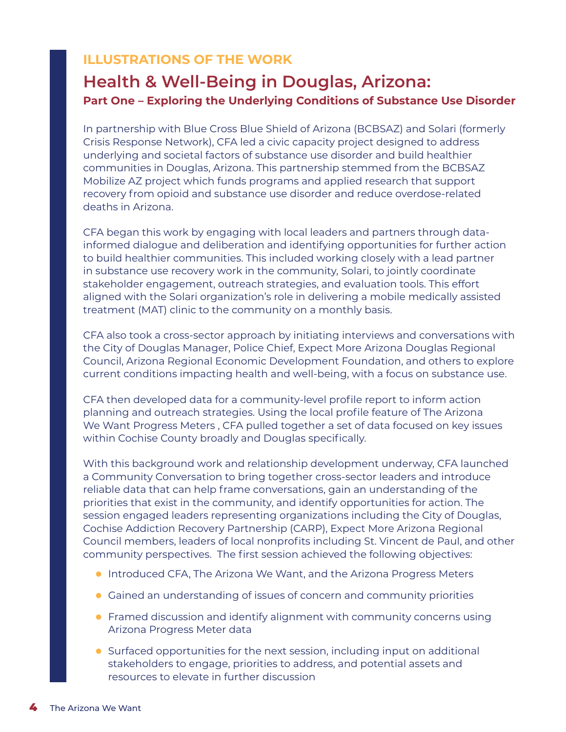ILLUSTRATIONS OF THE WORK

## Health & Well-Being in Douglas, Arizona:

### Part One – Exploring the Underlying Conditions of Substance Use Disorder

In partnership with Blue Cross Blue Shield of Arizona (BCBSAZ) and Solari (formerly Crisis Response Network), CFA led a civic capacity project designed to address underlying and societal factors of substance use disorder and build healthier communities in Douglas, Arizona. This partnership stemmed from the BCBSAZ Mobilize AZ project which funds programs and applied research that support recovery from opioid and substance use disorder and reduce overdose-related deaths in Arizona.

CFA began this work by engaging with local leaders and partners through data-informed dialogue and deliberation and identifying opportunities for further action to build healthier communities. This included working closely with a lead partner in substance use recovery work in the community, Solari, to jointly coordinate stakeholder engagement, outreach strategies, and evaluation tools. This effort aligned with the Solari organization's role in delivering a mobile medically assisted treatment (MAT) clinic to the community on a monthly basis.

CFA also took a cross-sector approach by initiating interviews and conversations with the City of Douglas Manager, Police Chief, Expect More Arizona Douglas Regional Council, Arizona Regional Economic Development Foundation, and others to explore current conditions impacting health and well-being, with a focus on substance use.

CFA then developed data for a community-level profile report to inform action planning and outreach strategies. Using the local profile feature of The Arizona We Want Progress Meters , CFA pulled together a set of data focused on key issues within Cochise County broadly and Douglas specifically.

With this background work and relationship development underway, CFA launched a Community Conversation to bring together cross-sector leaders and introduce reliable data that can help frame conversations, gain an understanding of the priorities that exist in the community, and identify opportunities for action. The session engaged leaders representing organizations including the City of Douglas, Cochise Addiction Recovery Partnership (CARP), Expect More Arizona Regional Council members, leaders of local nonprofits including St. Vincent de Paul, and other community perspectives. The first session achieved the following objectives:

- Introduced CFA, The Arizona We Want, and the Arizona Progress Meters
- Gained an understanding of issues of concern and community priorities
- Framed discussion and identify alignment with community concerns using Arizona Progress Meter data
- Surfaced opportunities for the next session, including input on additional stakeholders to engage, priorities to address, and potential assets and resources to elevate in further discussion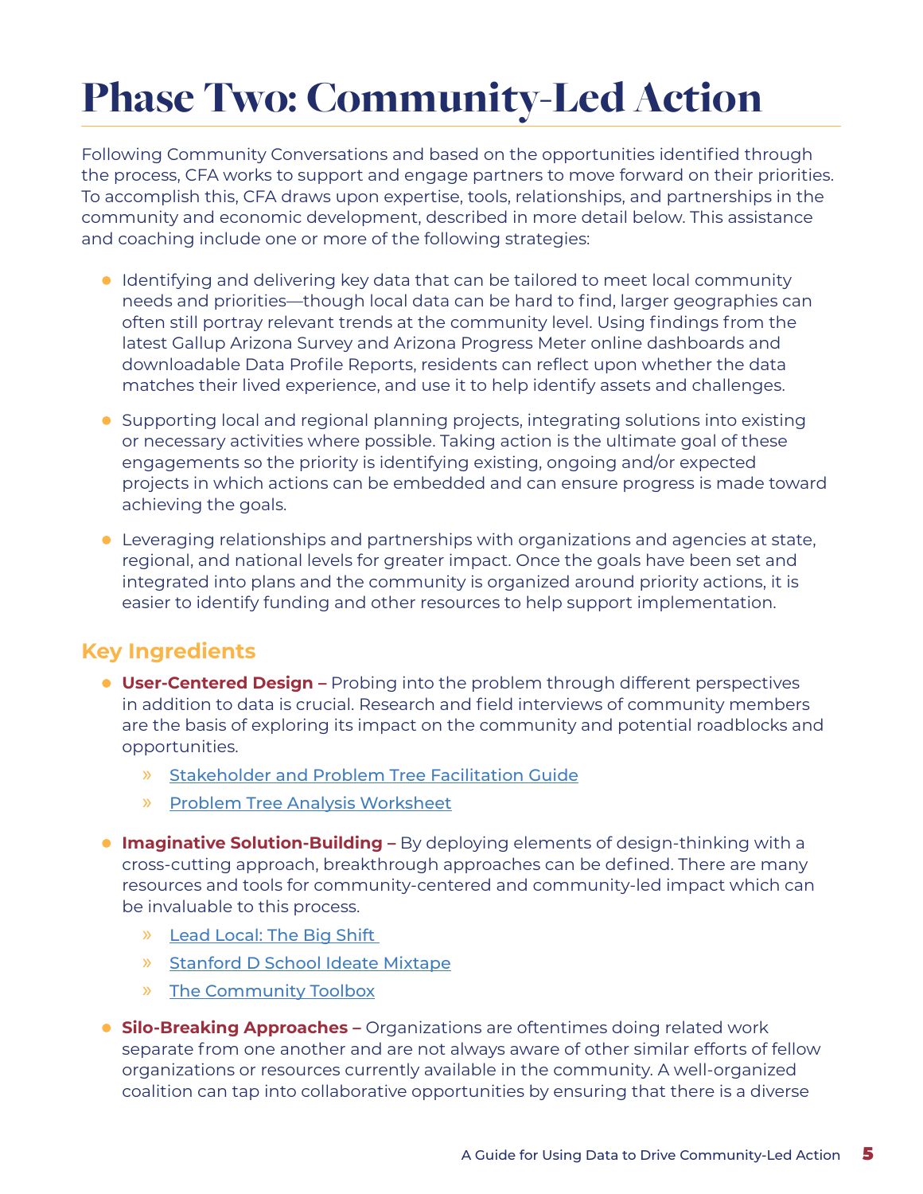# Phase Two: Community-Led Action

Following Community Conversations and based on the opportunities identified through the process, CFA works to support and engage partners to move forward on their priorities. To accomplish this, CFA draws upon expertise, tools, relationships, and partnerships in the community and economic development, described in more detail below. This assistance and coaching include one or more of the following strategies:

- Identifying and delivering key data that can be tailored to meet local community needs and priorities—though local data can be hard to find, larger geographies can often still portray relevant trends at the community level. Using findings from the latest Gallup Arizona Survey and Arizona Progress Meter online dashboards and downloadable Data Profile Reports, residents can reflect upon whether the data matches their lived experience, and use it to help identify assets and challenges.
- Supporting local and regional planning projects, integrating solutions into existing or necessary activities where possible. Taking action is the ultimate goal of these engagements so the priority is identifying existing, ongoing and/or expected projects in which actions can be embedded and can ensure progress is made toward achieving the goals.
- Leveraging relationships and partnerships with organizations and agencies at state, regional, and national levels for greater impact. Once the goals have been set and integrated into plans and the community is organized around priority actions, it is easier to identify funding and other resources to help support implementation.

## Key Ingredients

- **User-Centered Design –** Probing into the problem through different perspectives in addition to data is crucial. Research and field interviews of community members are the basis of exploring its impact on the community and potential roadblocks and opportunities.
  - Stakeholder and Problem Tree Facilitation Guide
  - Problem Tree Analysis Worksheet
- **Imaginative Solution-Building –** By deploying elements of design-thinking with a cross-cutting approach, breakthrough approaches can be defined. There are many resources and tools for community-centered and community-led impact which can be invaluable to this process.
  - Lead Local: The Big Shift
  - Stanford D School Ideate Mixtape
  - The Community Toolbox
- **Silo-Breaking Approaches –** Organizations are oftentimes doing related work separate from one another and are not always aware of other similar efforts of fellow organizations or resources currently available in the community. A well-organized coalition can tap into collaborative opportunities by ensuring that there is a diverse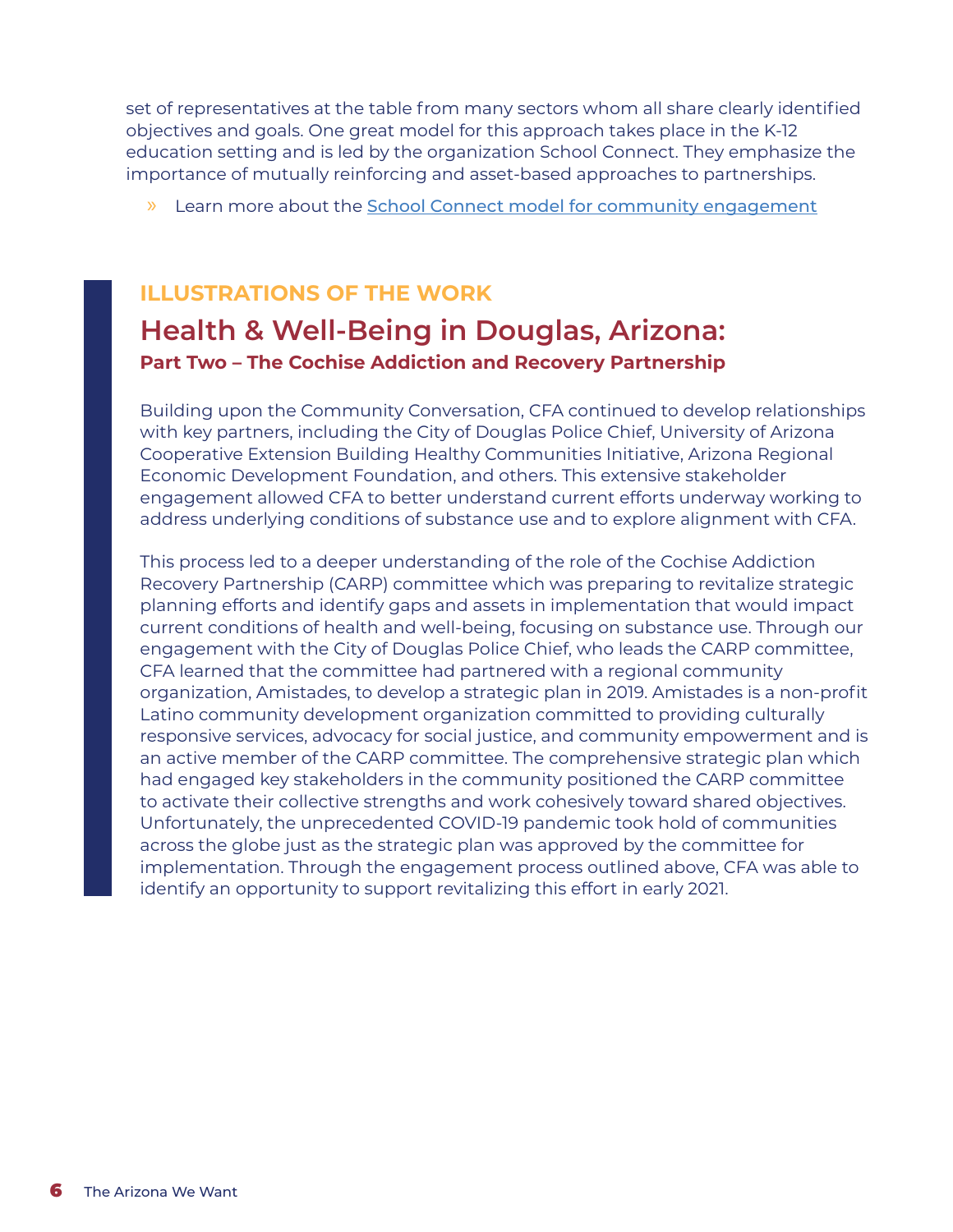set of representatives at the table from many sectors whom all share clearly identified objectives and goals. One great model for this approach takes place in the K-12 education setting and is led by the organization School Connect. They emphasize the importance of mutually reinforcing and asset-based approaches to partnerships.

» Learn more about the School Connect model for community engagement

### ILLUSTRATIONS OF THE WORK

## Health & Well-Being in Douglas, Arizona:

**Part Two – The Cochise Addiction and Recovery Partnership**

Building upon the Community Conversation, CFA continued to develop relationships with key partners, including the City of Douglas Police Chief, University of Arizona Cooperative Extension Building Healthy Communities Initiative, Arizona Regional Economic Development Foundation, and others. This extensive stakeholder engagement allowed CFA to better understand current efforts underway working to address underlying conditions of substance use and to explore alignment with CFA.

This process led to a deeper understanding of the role of the Cochise Addiction Recovery Partnership (CARP) committee which was preparing to revitalize strategic planning efforts and identify gaps and assets in implementation that would impact current conditions of health and well-being, focusing on substance use. Through our engagement with the City of Douglas Police Chief, who leads the CARP committee, CFA learned that the committee had partnered with a regional community organization, Amistades, to develop a strategic plan in 2019. Amistades is a non-profit Latino community development organization committed to providing culturally responsive services, advocacy for social justice, and community empowerment and is an active member of the CARP committee. The comprehensive strategic plan which had engaged key stakeholders in the community positioned the CARP committee to activate their collective strengths and work cohesively toward shared objectives. Unfortunately, the unprecedented COVID-19 pandemic took hold of communities across the globe just as the strategic plan was approved by the committee for implementation. Through the engagement process outlined above, CFA was able to identify an opportunity to support revitalizing this effort in early 2021.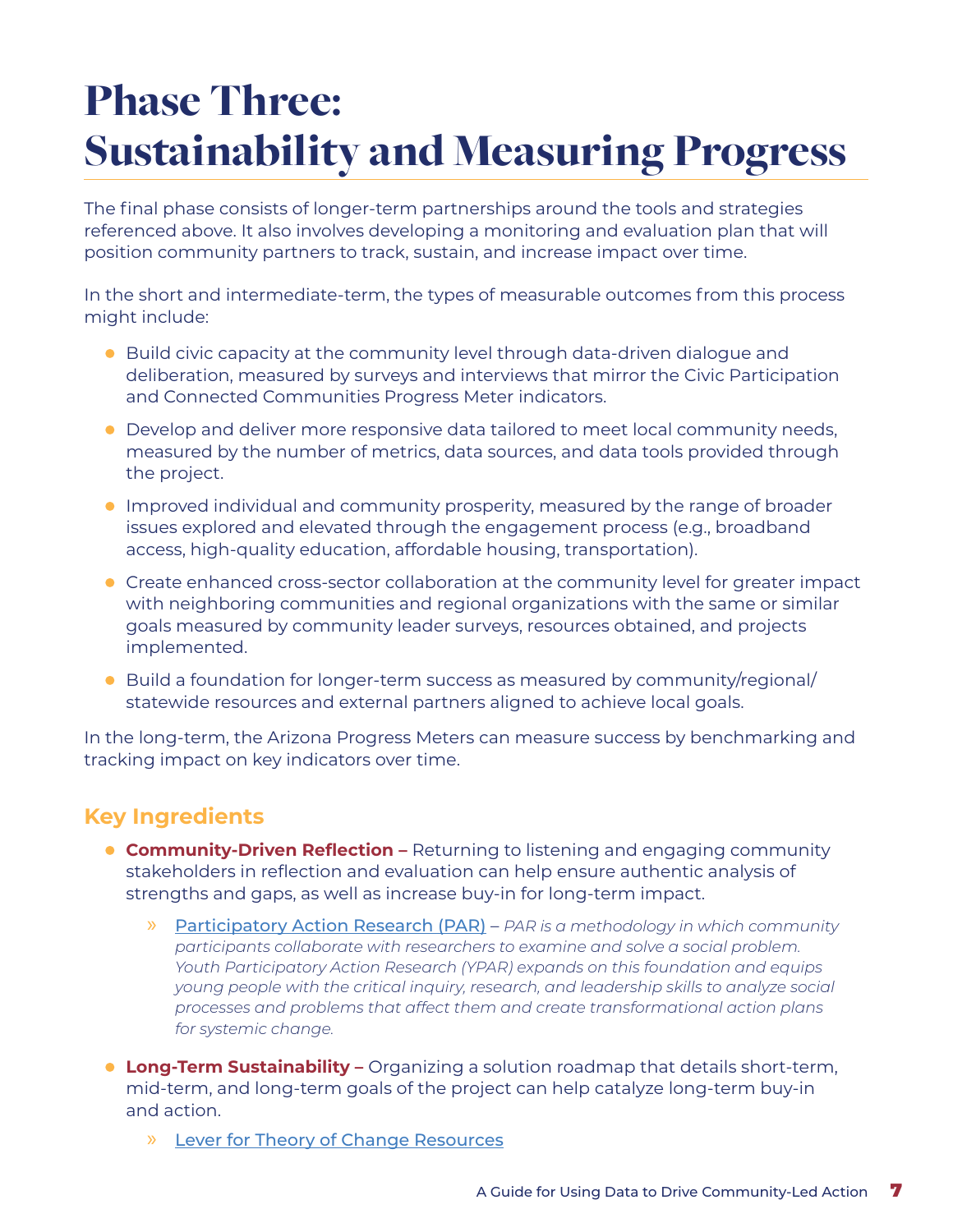# Phase Three: Sustainability and Measuring Progress

The final phase consists of longer-term partnerships around the tools and strategies referenced above. It also involves developing a monitoring and evaluation plan that will position community partners to track, sustain, and increase impact over time.

In the short and intermediate-term, the types of measurable outcomes from this process might include:

- Build civic capacity at the community level through data-driven dialogue and deliberation, measured by surveys and interviews that mirror the Civic Participation and Connected Communities Progress Meter indicators.
- Develop and deliver more responsive data tailored to meet local community needs, measured by the number of metrics, data sources, and data tools provided through the project.
- Improved individual and community prosperity, measured by the range of broader issues explored and elevated through the engagement process (e.g., broadband access, high-quality education, affordable housing, transportation).
- Create enhanced cross-sector collaboration at the community level for greater impact with neighboring communities and regional organizations with the same or similar goals measured by community leader surveys, resources obtained, and projects implemented.
- Build a foundation for longer-term success as measured by community/regional/statewide resources and external partners aligned to achieve local goals.

In the long-term, the Arizona Progress Meters can measure success by benchmarking and tracking impact on key indicators over time.

## Key Ingredients

- **Community-Driven Reflection –** Returning to listening and engaging community stakeholders in reflection and evaluation can help ensure authentic analysis of strengths and gaps, as well as increase buy-in for long-term impact.
  - Participatory Action Research (PAR) – *PAR is a methodology in which community participants collaborate with researchers to examine and solve a social problem. Youth Participatory Action Research (YPAR) expands on this foundation and equips young people with the critical inquiry, research, and leadership skills to analyze social processes and problems that affect them and create transformational action plans for systemic change.*
- **Long-Term Sustainability –** Organizing a solution roadmap that details short-term, mid-term, and long-term goals of the project can help catalyze long-term buy-in and action.
  - Lever for Theory of Change Resources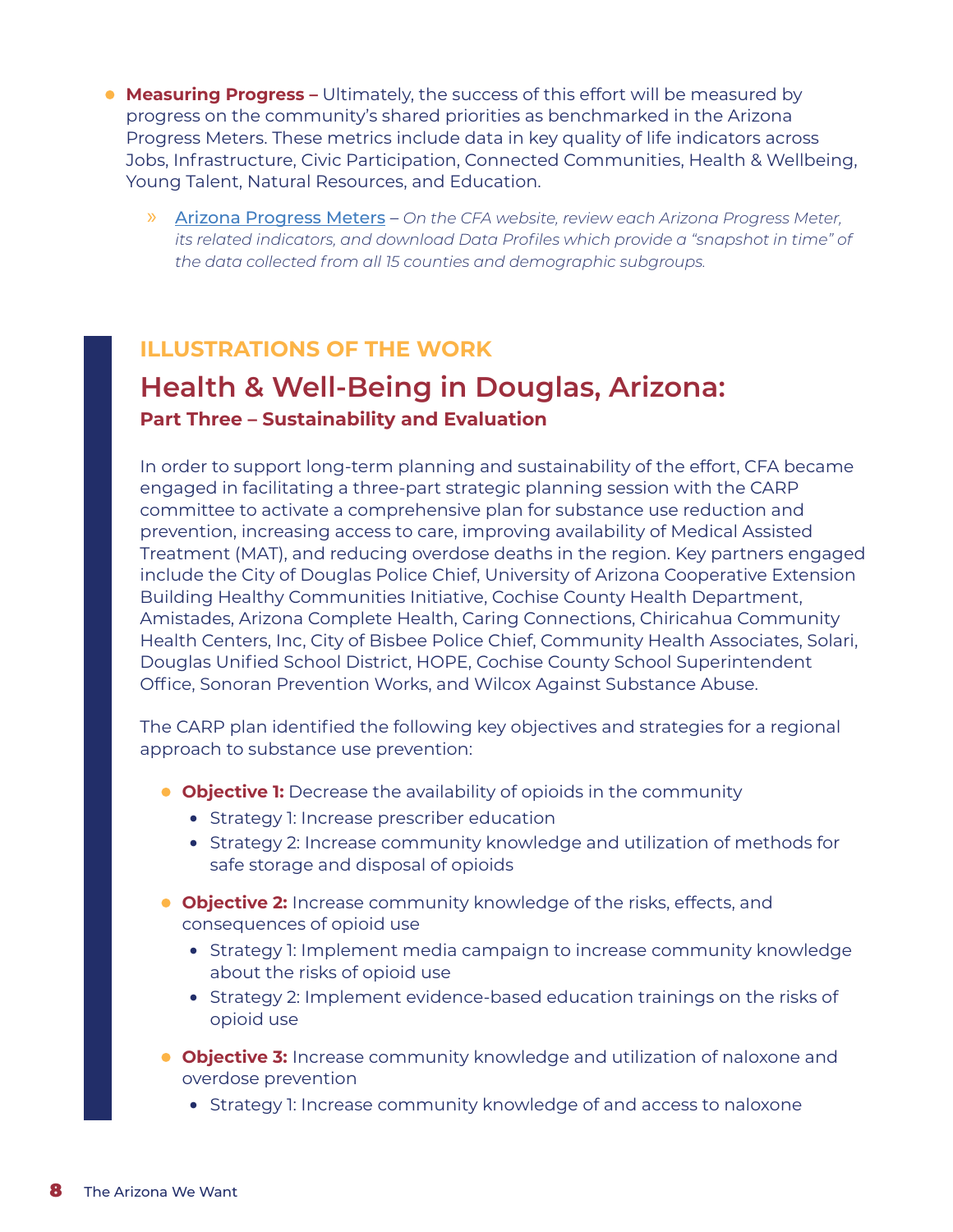- **Measuring Progress –** Ultimately, the success of this effort will be measured by progress on the community's shared priorities as benchmarked in the Arizona Progress Meters. These metrics include data in key quality of life indicators across Jobs, Infrastructure, Civic Participation, Connected Communities, Health & Wellbeing, Young Talent, Natural Resources, and Education.
  - Arizona Progress Meters – *On the CFA website, review each Arizona Progress Meter, its related indicators, and download Data Profiles which provide a "snapshot in time" of the data collected from all 15 counties and demographic subgroups.*

### ILLUSTRATIONS OF THE WORK

## Health & Well-Being in Douglas, Arizona:

**Part Three – Sustainability and Evaluation**

In order to support long-term planning and sustainability of the effort, CFA became engaged in facilitating a three-part strategic planning session with the CARP committee to activate a comprehensive plan for substance use reduction and prevention, increasing access to care, improving availability of Medical Assisted Treatment (MAT), and reducing overdose deaths in the region. Key partners engaged include the City of Douglas Police Chief, University of Arizona Cooperative Extension Building Healthy Communities Initiative, Cochise County Health Department, Amistades, Arizona Complete Health, Caring Connections, Chiricahua Community Health Centers, Inc, City of Bisbee Police Chief, Community Health Associates, Solari, Douglas Unified School District, HOPE, Cochise County School Superintendent Office, Sonoran Prevention Works, and Wilcox Against Substance Abuse.

The CARP plan identified the following key objectives and strategies for a regional approach to substance use prevention:

- **Objective 1:** Decrease the availability of opioids in the community
  - Strategy 1: Increase prescriber education
  - Strategy 2: Increase community knowledge and utilization of methods for safe storage and disposal of opioids
- **Objective 2:** Increase community knowledge of the risks, effects, and consequences of opioid use
  - Strategy 1: Implement media campaign to increase community knowledge about the risks of opioid use
  - Strategy 2: Implement evidence-based education trainings on the risks of opioid use
- **Objective 3:** Increase community knowledge and utilization of naloxone and overdose prevention
  - Strategy 1: Increase community knowledge of and access to naloxone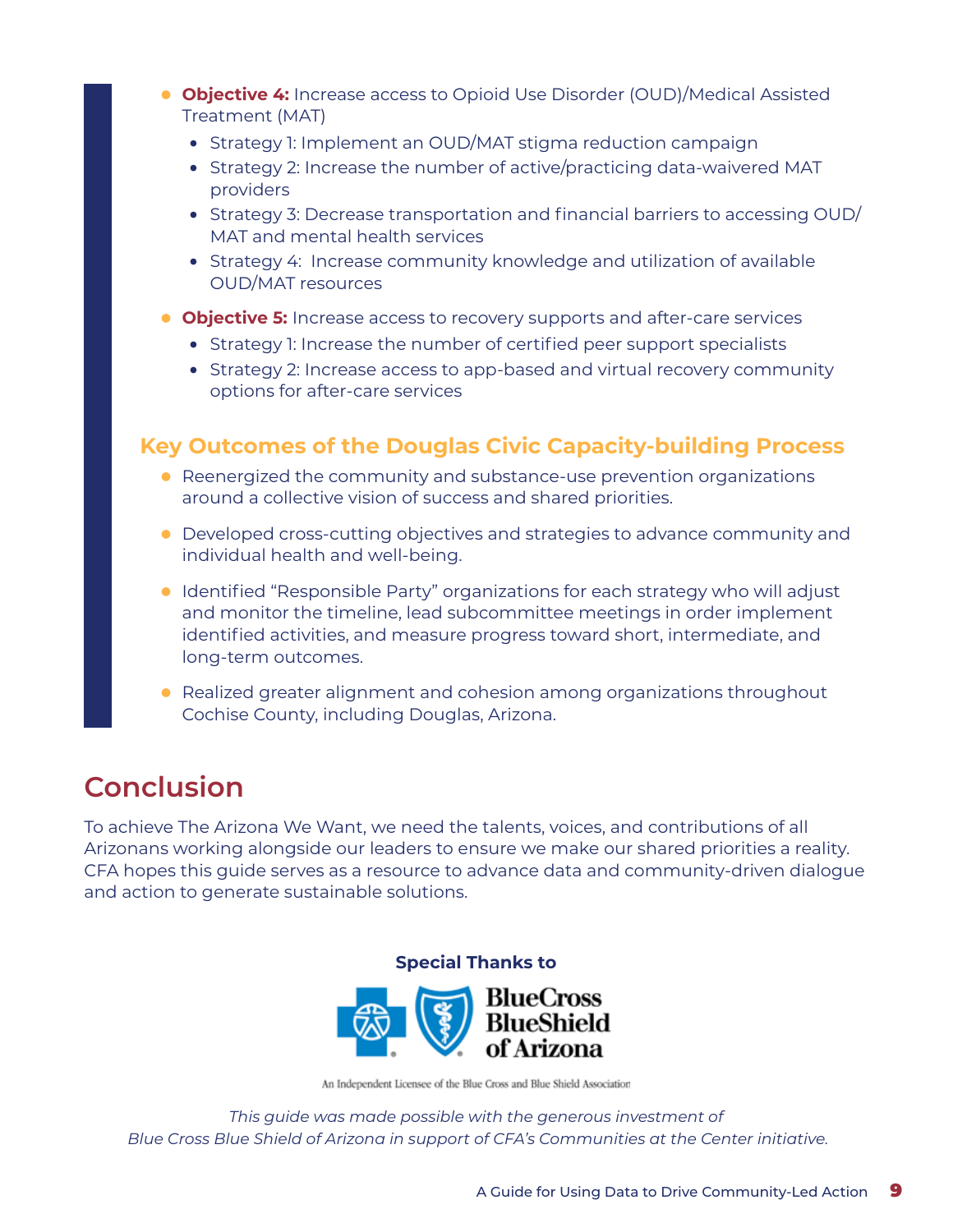- **Objective 4:** Increase access to Opioid Use Disorder (OUD)/Medical Assisted Treatment (MAT)
  - Strategy 1: Implement an OUD/MAT stigma reduction campaign
  - Strategy 2: Increase the number of active/practicing data-waivered MAT providers
  - Strategy 3: Decrease transportation and financial barriers to accessing OUD/MAT and mental health services
  - Strategy 4: Increase community knowledge and utilization of available OUD/MAT resources
- **Objective 5:** Increase access to recovery supports and after-care services
  - Strategy 1: Increase the number of certified peer support specialists
  - Strategy 2: Increase access to app-based and virtual recovery community options for after-care services

### Key Outcomes of the Douglas Civic Capacity-building Process

- Reenergized the community and substance-use prevention organizations around a collective vision of success and shared priorities.
- Developed cross-cutting objectives and strategies to advance community and individual health and well-being.
- Identified "Responsible Party" organizations for each strategy who will adjust and monitor the timeline, lead subcommittee meetings in order implement identified activities, and measure progress toward short, intermediate, and long-term outcomes.
- Realized greater alignment and cohesion among organizations throughout Cochise County, including Douglas, Arizona.

## Conclusion

To achieve The Arizona We Want, we need the talents, voices, and contributions of all Arizonans working alongside our leaders to ensure we make our shared priorities a reality. CFA hopes this guide serves as a resource to advance data and community-driven dialogue and action to generate sustainable solutions.

**Special Thanks to**

BlueCross BlueShield of Arizona

An Independent Licensee of the Blue Cross and Blue Shield Association

*This guide was made possible with the generous investment of Blue Cross Blue Shield of Arizona in support of CFA's Communities at the Center initiative.*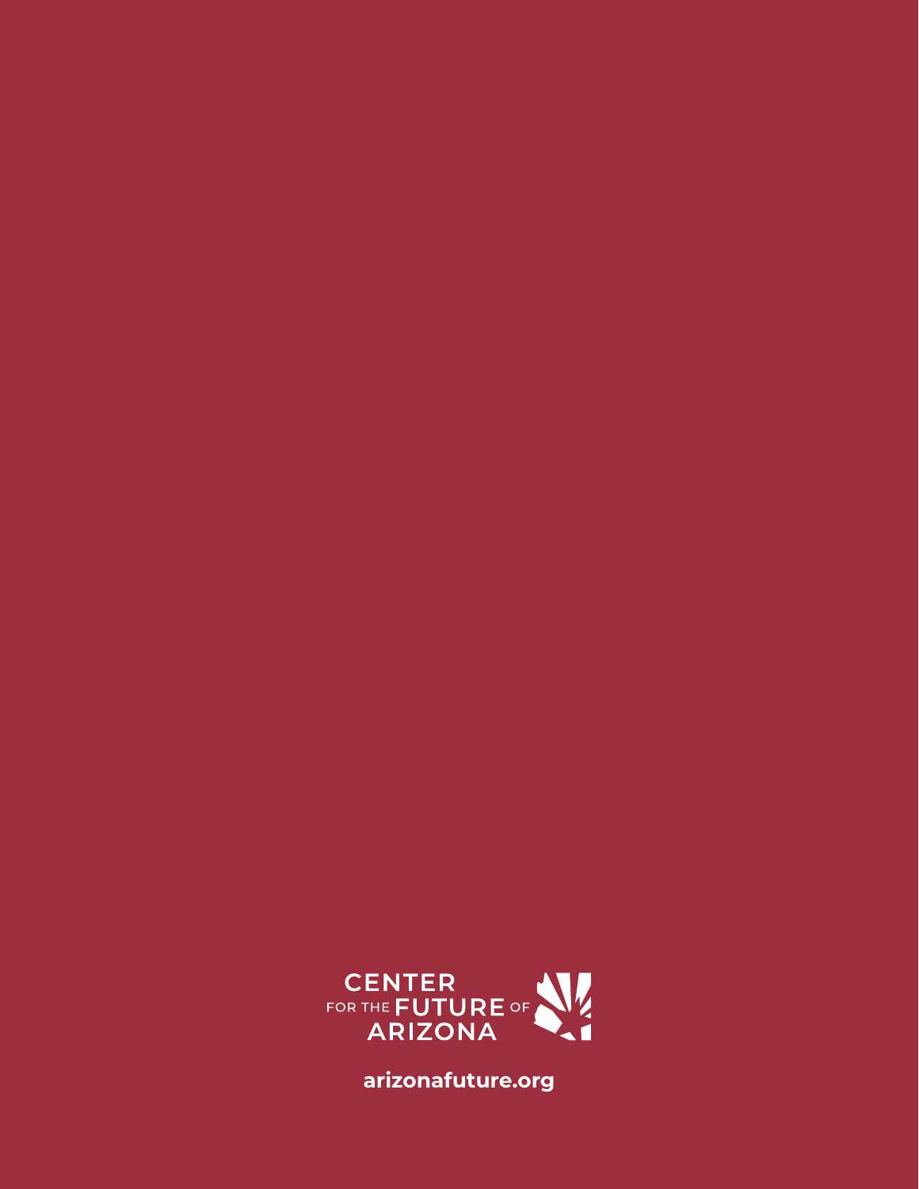CENTER FOR THE FUTURE OF ARIZONA

arizonafuture.org